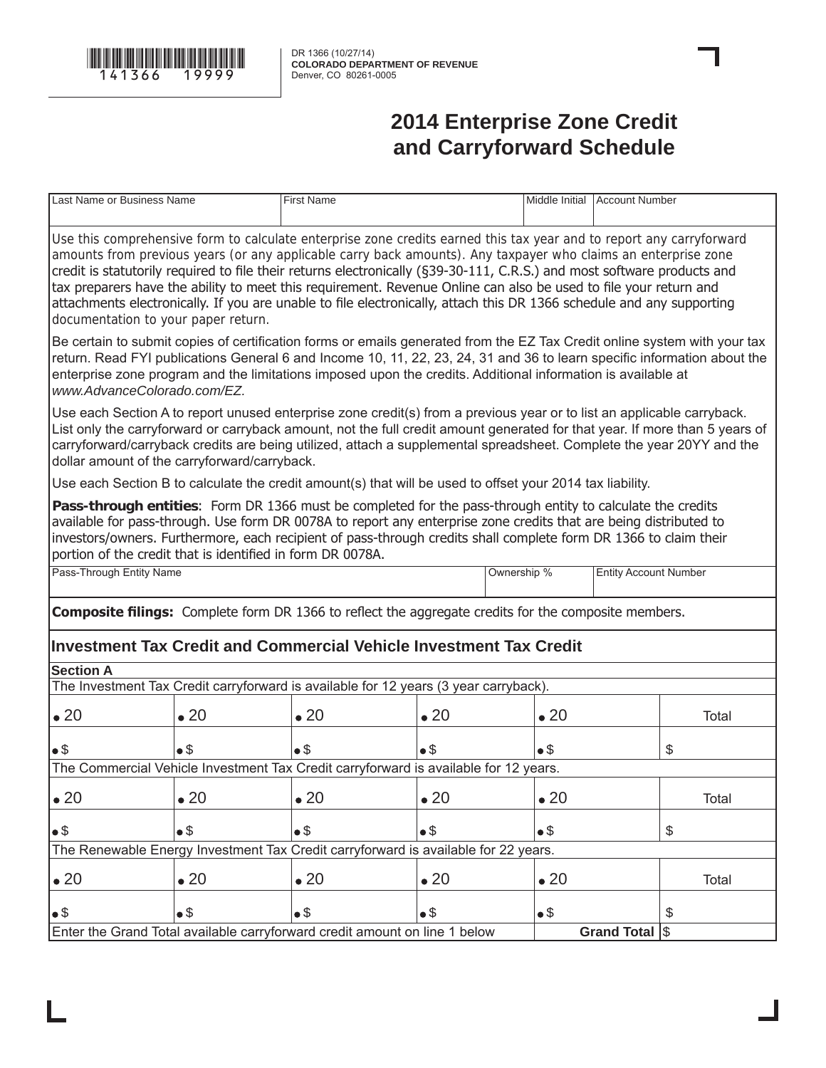141366 19999

DR 1366 (10/27/14)
**COLORADO DEPARTMENT OF REVENUE**
Denver, CO 80261-0005

# 2014 Enterprise Zone Credit and Carryforward Schedule

| Last Name or Business Name | First Name | Middle Initial | Account Number |
|---|---|---|---|
| | | | |

Use this comprehensive form to calculate enterprise zone credits earned this tax year and to report any carryforward amounts from previous years (or any applicable carry back amounts). Any taxpayer who claims an enterprise zone credit is statutorily required to file their returns electronically (§39-30-111, C.R.S.) and most software products and tax preparers have the ability to meet this requirement. Revenue Online can also be used to file your return and attachments electronically. If you are unable to file electronically, attach this DR 1366 schedule and any supporting documentation to your paper return.

Be certain to submit copies of certification forms or emails generated from the EZ Tax Credit online system with your tax return. Read FYI publications General 6 and Income 10, 11, 22, 23, 24, 31 and 36 to learn specific information about the enterprise zone program and the limitations imposed upon the credits. Additional information is available at *www.AdvanceColorado.com/EZ.*

Use each Section A to report unused enterprise zone credit(s) from a previous year or to list an applicable carryback. List only the carryforward or carryback amount, not the full credit amount generated for that year. If more than 5 years of carryforward/carryback credits are being utilized, attach a supplemental spreadsheet. Complete the year 20YY and the dollar amount of the carryforward/carryback.

Use each Section B to calculate the credit amount(s) that will be used to offset your 2014 tax liability.

**Pass-through entities**: Form DR 1366 must be completed for the pass-through entity to calculate the credits available for pass-through. Use form DR 0078A to report any enterprise zone credits that are being distributed to investors/owners. Furthermore, each recipient of pass-through credits shall complete form DR 1366 to claim their portion of the credit that is identified in form DR 0078A.

| Pass-Through Entity Name | Ownership % | Entity Account Number |
|---|---|---|
| | | |

**Composite filings:** Complete form DR 1366 to reflect the aggregate credits for the composite members.

## Investment Tax Credit and Commercial Vehicle Investment Tax Credit

**Section A**

The Investment Tax Credit carryforward is available for 12 years (3 year carryback).

| 20 | 20 | 20 | 20 | 20 | Total |
|---|---|---|---|---|---|
| $ | $ | $ | $ | $ | $ |

The Commercial Vehicle Investment Tax Credit carryforward is available for 12 years.

| 20 | 20 | 20 | 20 | 20 | Total |
|---|---|---|---|---|---|
| $ | $ | $ | $ | $ | $ |

The Renewable Energy Investment Tax Credit carryforward is available for 22 years.

| 20 | 20 | 20 | 20 | 20 | Total |
|---|---|---|---|---|---|
| $ | $ | $ | $ | $ | $ |

Enter the Grand Total available carryforward credit amount on line 1 below **Grand Total** $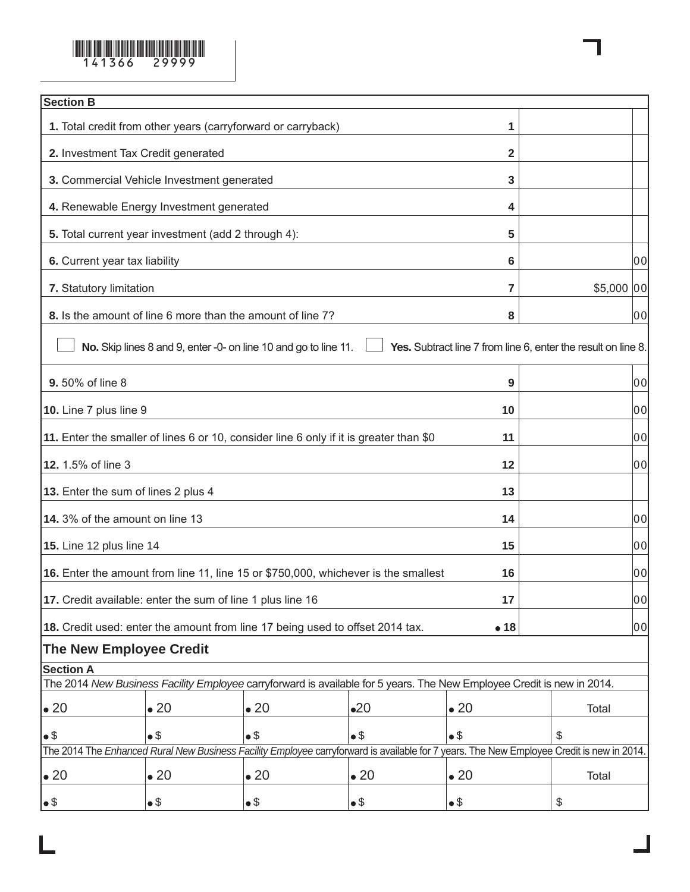141366 29999

| Section B | | | |
|---|---|---|---|
| **1.** Total credit from other years (carryforward or carryback) | **1** | | |
| **2.** Investment Tax Credit generated | **2** | | |
| **3.** Commercial Vehicle Investment generated | **3** | | |
| **4.** Renewable Energy Investment generated | **4** | | |
| **5.** Total current year investment (add 2 through 4): | **5** | | |
| **6.** Current year tax liability | **6** | | 00 |
| **7.** Statutory limitation | **7** | $5,000 | 00 |
| **8.** Is the amount of line 6 more than the amount of line 7? | **8** | | 00 |
| ☐ **No.** Skip lines 8 and 9, enter -0- on line 10 and go to line 11. ☐ **Yes.** Subtract line 7 from line 6, enter the result on line 8. | | | |
| **9.** 50% of line 8 | **9** | | 00 |
| **10.** Line 7 plus line 9 | **10** | | 00 |
| **11.** Enter the smaller of lines 6 or 10, consider line 6 only if it is greater than $0 | **11** | | 00 |
| **12.** 1.5% of line 3 | **12** | | 00 |
| **13.** Enter the sum of lines 2 plus 4 | **13** | | |
| **14.** 3% of the amount on line 13 | **14** | | 00 |
| **15.** Line 12 plus line 14 | **15** | | 00 |
| **16.** Enter the amount from line 11, line 15 or $750,000, whichever is the smallest | **16** | | 00 |
| **17.** Credit available: enter the sum of line 1 plus line 16 | **17** | | 00 |
| **18.** Credit used: enter the amount from line 17 being used to offset 2014 tax. | ● **18** | | 00 |

## The New Employee Credit

**Section A**

The 2014 *New Business Facility Employee* carryforward is available for 5 years. The New Employee Credit is new in 2014.

| ● 20 | ● 20 | ● 20 | ●20 | ● 20 | Total |
|---|---|---|---|---|---|
| ● $ | ● $ | ● $ | ● $ | ● $ | $ |

The 2014 The *Enhanced Rural New Business Facility Employee* carryforward is available for 7 years. The New Employee Credit is new in 2014.

| ● 20 | ● 20 | ● 20 | ● 20 | ● 20 | Total |
|---|---|---|---|---|---|
| ● $ | ● $ | ● $ | ● $ | ● $ | $ |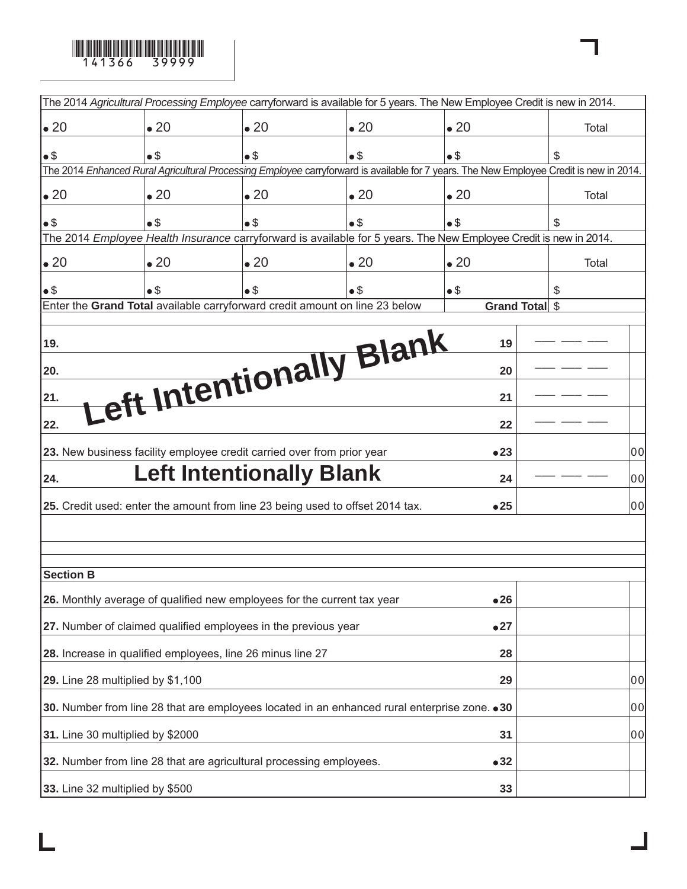141366 39999

| The 2014 *Agricultural Processing Employee* carryforward is available for 5 years. The New Employee Credit is new in 2014. | | | | | |
|---|---|---|---|---|---|
| • 20 | • 20 | • 20 | • 20 | • 20 | Total |
| • $ | • $ | • $ | • $ | • $ | $ |

| The 2014 *Enhanced Rural Agricultural Processing Employee* carryforward is available for 7 years. The New Employee Credit is new in 2014. | | | | | |
|---|---|---|---|---|---|
| • 20 | • 20 | • 20 | • 20 | • 20 | Total |
| • $ | • $ | • $ | • $ | • $ | $ |

| The 2014 *Employee Health Insurance* carryforward is available for 5 years. The New Employee Credit is new in 2014. | | | | | |
|---|---|---|---|---|---|
| • 20 | • 20 | • 20 | • 20 | • 20 | Total |
| • $ | • $ | • $ | • $ | • $ | $ |
| Enter the **Grand Total** available carryforward credit amount on line 23 below | | | | **Grand Total** | $ |

| Line | Description | No. | Amount | |
|---|---|---|---|---|
| **19.** | **Left Intentionally Blank** | 19 | | |
| **20.** | | 20 | | |
| **21.** | | 21 | | |
| **22.** | | 22 | | |
| **23.** | New business facility employee credit carried over from prior year | • 23 | | 00 |
| **24.** | **Left Intentionally Blank** | 24 | | 00 |
| **25.** | Credit used: enter the amount from line 23 being used to offset 2014 tax. | • 25 | | 00 |

**Section B**

| Line | Description | No. | Amount | |
|---|---|---|---|---|
| **26.** | Monthly average of qualified new employees for the current tax year | • 26 | | |
| **27.** | Number of claimed qualified employees in the previous year | • 27 | | |
| **28.** | Increase in qualified employees, line 26 minus line 27 | 28 | | |
| **29.** | Line 28 multiplied by $1,100 | 29 | | 00 |
| **30.** | Number from line 28 that are employees located in an enhanced rural enterprise zone. | • 30 | | 00 |
| **31.** | Line 30 multiplied by $2000 | 31 | | 00 |
| **32.** | Number from line 28 that are agricultural processing employees. | • 32 | | |
| **33.** | Line 32 multiplied by $500 | 33 | | |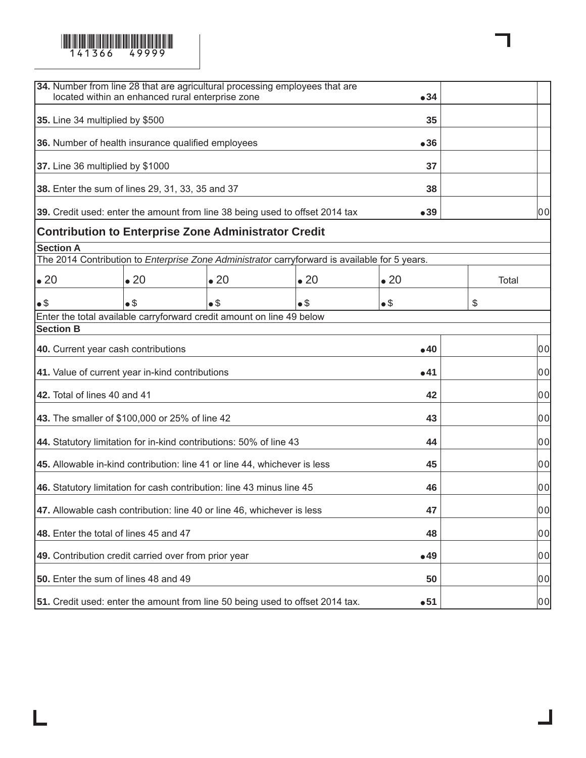141366 49999

| | | | |
|---|---|---|---|
| **34.** Number from line 28 that are agricultural processing employees that are located within an enhanced rural enterprise zone | ●**34** | | |
| **35.** Line 34 multiplied by $500 | **35** | | |
| **36.** Number of health insurance qualified employees | ●**36** | | |
| **37.** Line 36 multiplied by $1000 | **37** | | |
| **38.** Enter the sum of lines 29, 31, 33, 35 and 37 | **38** | | |
| **39.** Credit used: enter the amount from line 38 being used to offset 2014 tax | ●**39** | | 00 |

## Contribution to Enterprise Zone Administrator Credit

**Section A**

The 2014 Contribution to *Enterprise Zone Administrator* carryforward is available for 5 years.

| ● 20 | ● 20 | ● 20 | ● 20 | ● 20 | Total |
|---|---|---|---|---|---|
| ● $ | ● $ | ● $ | ● $ | ● $ | $ |

Enter the total available carryforward credit amount on line 49 below

**Section B**

| | | | |
|---|---|---|---|
| **40.** Current year cash contributions | ●**40** | | 00 |
| **41.** Value of current year in-kind contributions | ●**41** | | 00 |
| **42.** Total of lines 40 and 41 | **42** | | 00 |
| **43.** The smaller of $100,000 or 25% of line 42 | **43** | | 00 |
| **44.** Statutory limitation for in-kind contributions: 50% of line 43 | **44** | | 00 |
| **45.** Allowable in-kind contribution: line 41 or line 44, whichever is less | **45** | | 00 |
| **46.** Statutory limitation for cash contribution: line 43 minus line 45 | **46** | | 00 |
| **47.** Allowable cash contribution: line 40 or line 46, whichever is less | **47** | | 00 |
| **48.** Enter the total of lines 45 and 47 | **48** | | 00 |
| **49.** Contribution credit carried over from prior year | ●**49** | | 00 |
| **50.** Enter the sum of lines 48 and 49 | **50** | | 00 |
| **51.** Credit used: enter the amount from line 50 being used to offset 2014 tax. | ●**51** | | 00 |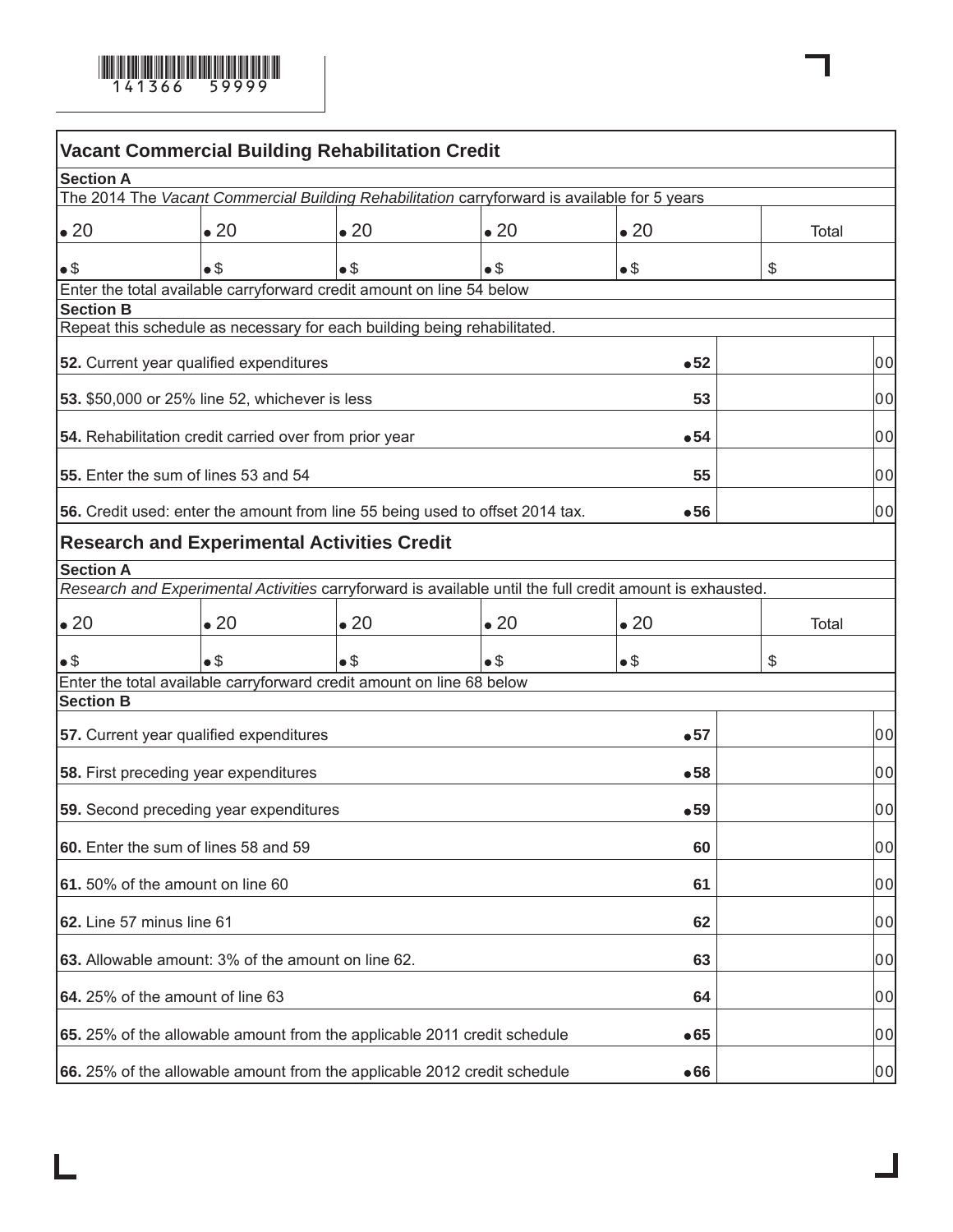141366 59999

## Vacant Commercial Building Rehabilitation Credit

**Section A**

The 2014 The *Vacant Commercial Building Rehabilitation* carryforward is available for 5 years

| • 20 | • 20 | • 20 | • 20 | • 20 | Total |
|---|---|---|---|---|---|
| • $ | • $ | • $ | • $ | • $ | $ |

Enter the total available carryforward credit amount on line 54 below

**Section B**

Repeat this schedule as necessary for each building being rehabilitated.

| | | | |
|---|---|---|---|
| **52.** Current year qualified expenditures | •**52** | | 00 |
| **53.** $50,000 or 25% line 52, whichever is less | **53** | | 00 |
| **54.** Rehabilitation credit carried over from prior year | •**54** | | 00 |
| **55.** Enter the sum of lines 53 and 54 | **55** | | 00 |
| **56.** Credit used: enter the amount from line 55 being used to offset 2014 tax. | •**56** | | 00 |

## Research and Experimental Activities Credit

**Section A**

*Research and Experimental Activities* carryforward is available until the full credit amount is exhausted.

| • 20 | • 20 | • 20 | • 20 | • 20 | Total |
|---|---|---|---|---|---|
| • $ | • $ | • $ | • $ | • $ | $ |

Enter the total available carryforward credit amount on line 68 below

**Section B**

| | | | |
|---|---|---|---|
| **57.** Current year qualified expenditures | •**57** | | 00 |
| **58.** First preceding year expenditures | •**58** | | 00 |
| **59.** Second preceding year expenditures | •**59** | | 00 |
| **60.** Enter the sum of lines 58 and 59 | **60** | | 00 |
| **61.** 50% of the amount on line 60 | **61** | | 00 |
| **62.** Line 57 minus line 61 | **62** | | 00 |
| **63.** Allowable amount: 3% of the amount on line 62. | **63** | | 00 |
| **64.** 25% of the amount of line 63 | **64** | | 00 |
| **65.** 25% of the allowable amount from the applicable 2011 credit schedule | •**65** | | 00 |
| **66.** 25% of the allowable amount from the applicable 2012 credit schedule | •**66** | | 00 |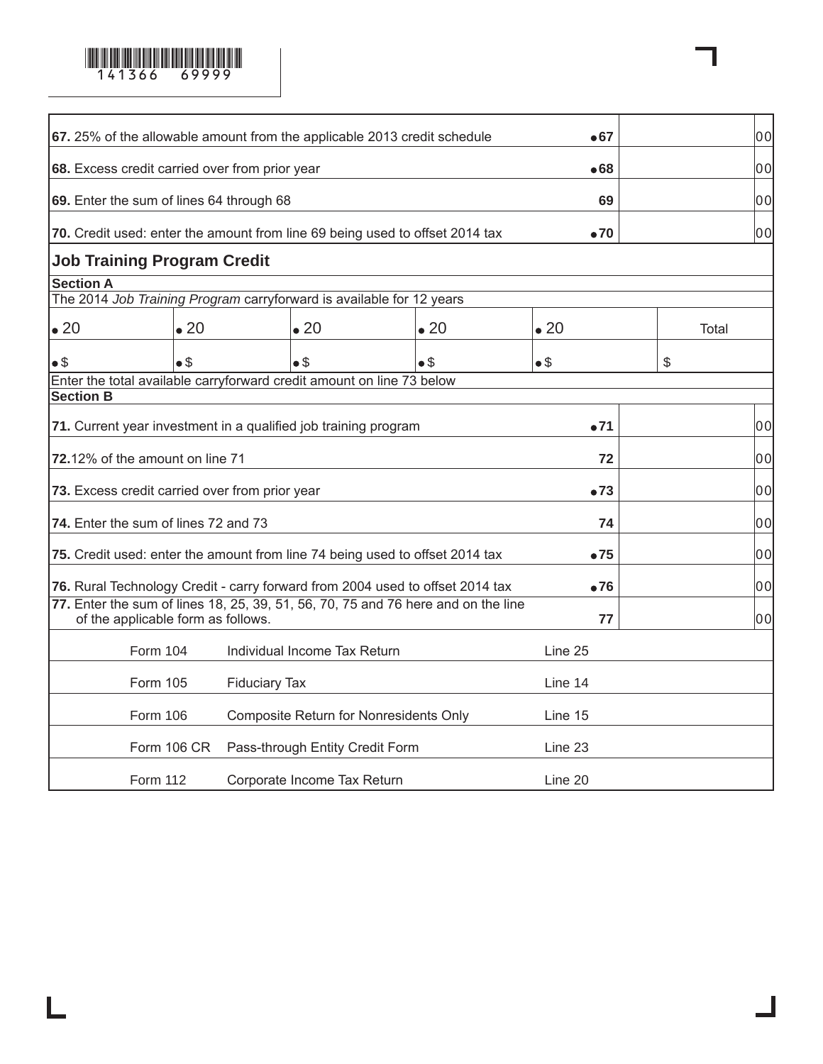141366 69999

| | | | |
|---|---|---|---|
| **67.** 25% of the allowable amount from the applicable 2013 credit schedule | ●67 | | 00 |
| **68.** Excess credit carried over from prior year | ●68 | | 00 |
| **69.** Enter the sum of lines 64 through 68 | 69 | | 00 |
| **70.** Credit used: enter the amount from line 69 being used to offset 2014 tax | ●70 | | 00 |

## Job Training Program Credit

**Section A**

The 2014 *Job Training Program* carryforward is available for 12 years

| ● 20 | ● 20 | ● 20 | ● 20 | ● 20 | Total |
|---|---|---|---|---|---|
| ● $ | ● $ | ● $ | ● $ | ● $ | $ |

Enter the total available carryforward credit amount on line 73 below

**Section B**

| | | | |
|---|---|---|---|
| **71.** Current year investment in a qualified job training program | ●71 | | 00 |
| **72.** 12% of the amount on line 71 | 72 | | 00 |
| **73.** Excess credit carried over from prior year | ●73 | | 00 |
| **74.** Enter the sum of lines 72 and 73 | 74 | | 00 |
| **75.** Credit used: enter the amount from line 74 being used to offset 2014 tax | ●75 | | 00 |
| **76.** Rural Technology Credit - carry forward from 2004 used to offset 2014 tax | ●76 | | 00 |
| **77.** Enter the sum of lines 18, 25, 39, 51, 56, 70, 75 and 76 here and on the line of the applicable form as follows. | 77 | | 00 |

| | | |
|---|---|---|
| Form 104 | Individual Income Tax Return | Line 25 |
| Form 105 | Fiduciary Tax | Line 14 |
| Form 106 | Composite Return for Nonresidents Only | Line 15 |
| Form 106 CR | Pass-through Entity Credit Form | Line 23 |
| Form 112 | Corporate Income Tax Return | Line 20 |